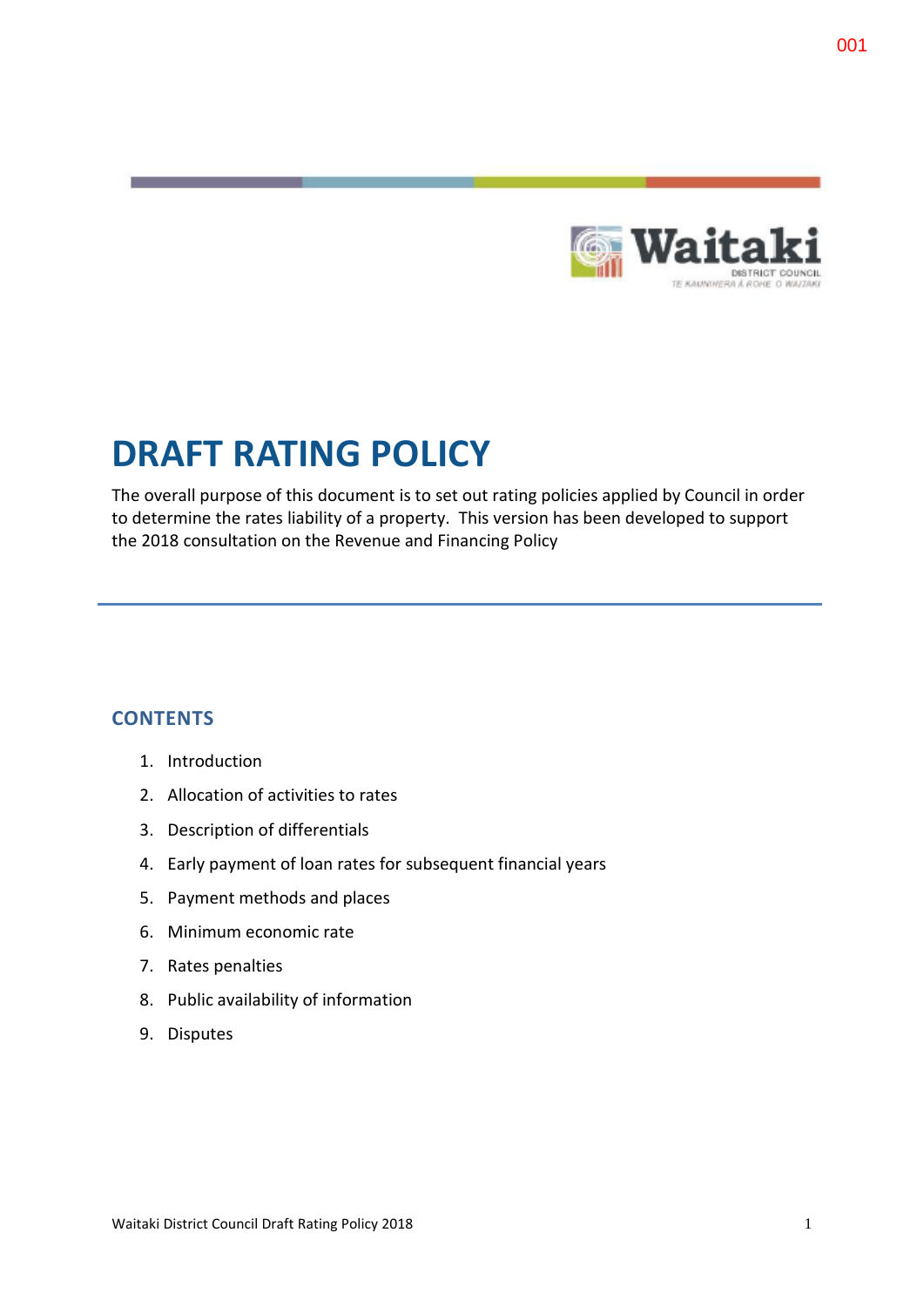# DRAFT RATING POLICY

The overall purpose of this document is to set out rating policies applied by Council in order to determine the rates liability of a property. This version has been developed to support the 2018 consultation on the Revenue and Financing Policy

## CONTENTS

1. Introduction
2. Allocation of activities to rates
3. Description of differentials
4. Early payment of loan rates for subsequent financial years
5. Payment methods and places
6. Minimum economic rate
7. Rates penalties
8. Public availability of information
9. Disputes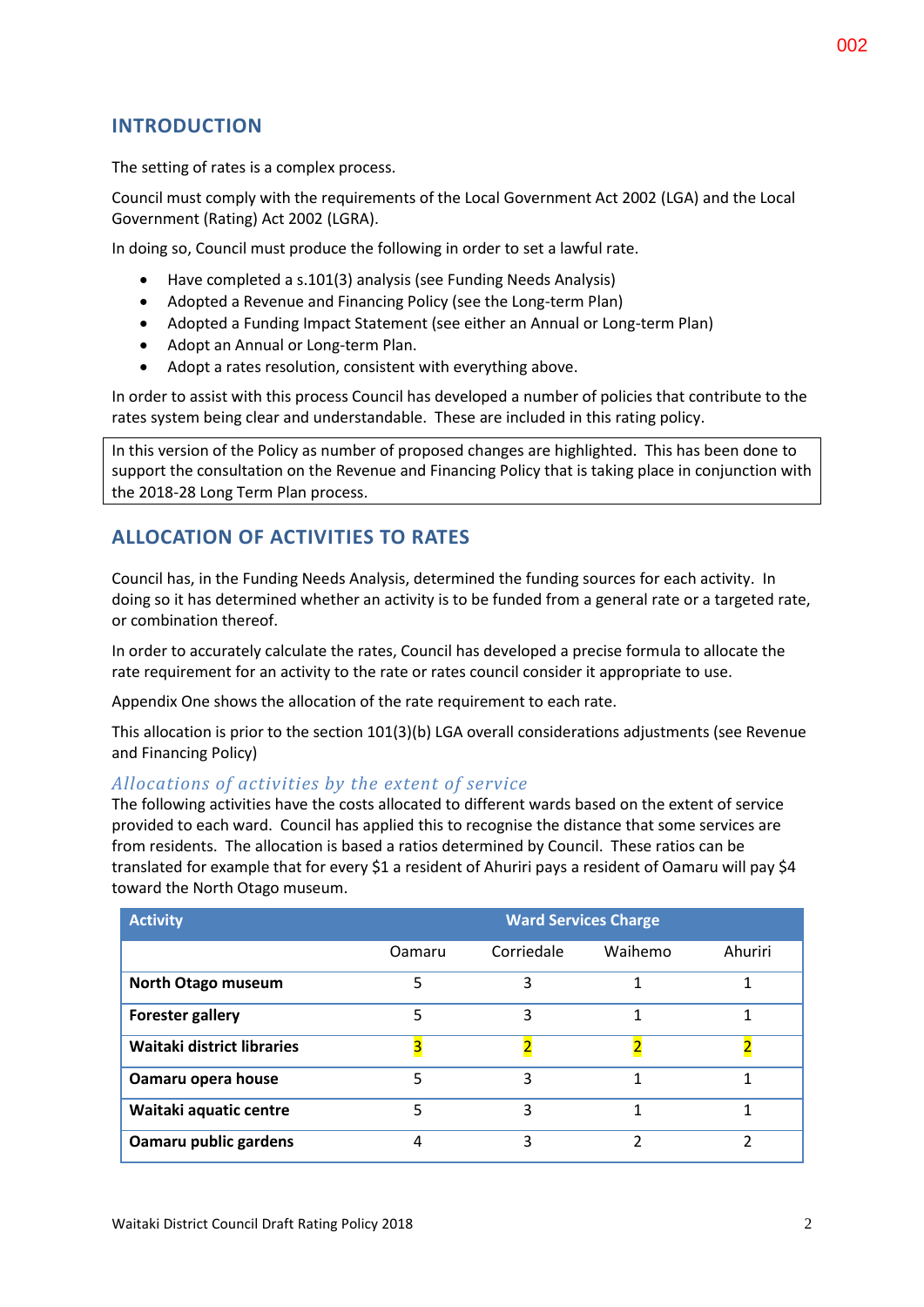## INTRODUCTION

The setting of rates is a complex process.

Council must comply with the requirements of the Local Government Act 2002 (LGA) and the Local Government (Rating) Act 2002 (LGRA).

In doing so, Council must produce the following in order to set a lawful rate.

- Have completed a s.101(3) analysis (see Funding Needs Analysis)
- Adopted a Revenue and Financing Policy (see the Long-term Plan)
- Adopted a Funding Impact Statement (see either an Annual or Long-term Plan)
- Adopt an Annual or Long-term Plan.
- Adopt a rates resolution, consistent with everything above.

In order to assist with this process Council has developed a number of policies that contribute to the rates system being clear and understandable. These are included in this rating policy.

In this version of the Policy as number of proposed changes are highlighted. This has been done to support the consultation on the Revenue and Financing Policy that is taking place in conjunction with the 2018-28 Long Term Plan process.

## ALLOCATION OF ACTIVITIES TO RATES

Council has, in the Funding Needs Analysis, determined the funding sources for each activity. In doing so it has determined whether an activity is to be funded from a general rate or a targeted rate, or combination thereof.

In order to accurately calculate the rates, Council has developed a precise formula to allocate the rate requirement for an activity to the rate or rates council consider it appropriate to use.

Appendix One shows the allocation of the rate requirement to each rate.

This allocation is prior to the section 101(3)(b) LGA overall considerations adjustments (see Revenue and Financing Policy)

### *Allocations of activities by the extent of service*

The following activities have the costs allocated to different wards based on the extent of service provided to each ward. Council has applied this to recognise the distance that some services are from residents. The allocation is based a ratios determined by Council. These ratios can be translated for example that for every $1 a resident of Ahuriri pays a resident of Oamaru will pay $4 toward the North Otago museum.

| Activity | Ward Services Charge | | | |
|---|---|---|---|---|
| | Oamaru | Corriedale | Waihemo | Ahuriri |
| **North Otago museum** | 5 | 3 | 1 | 1 |
| **Forester gallery** | 5 | 3 | 1 | 1 |
| **Waitaki district libraries** | 3 | 2 | 2 | 2 |
| **Oamaru opera house** | 5 | 3 | 1 | 1 |
| **Waitaki aquatic centre** | 5 | 3 | 1 | 1 |
| **Oamaru public gardens** | 4 | 3 | 2 | 2 |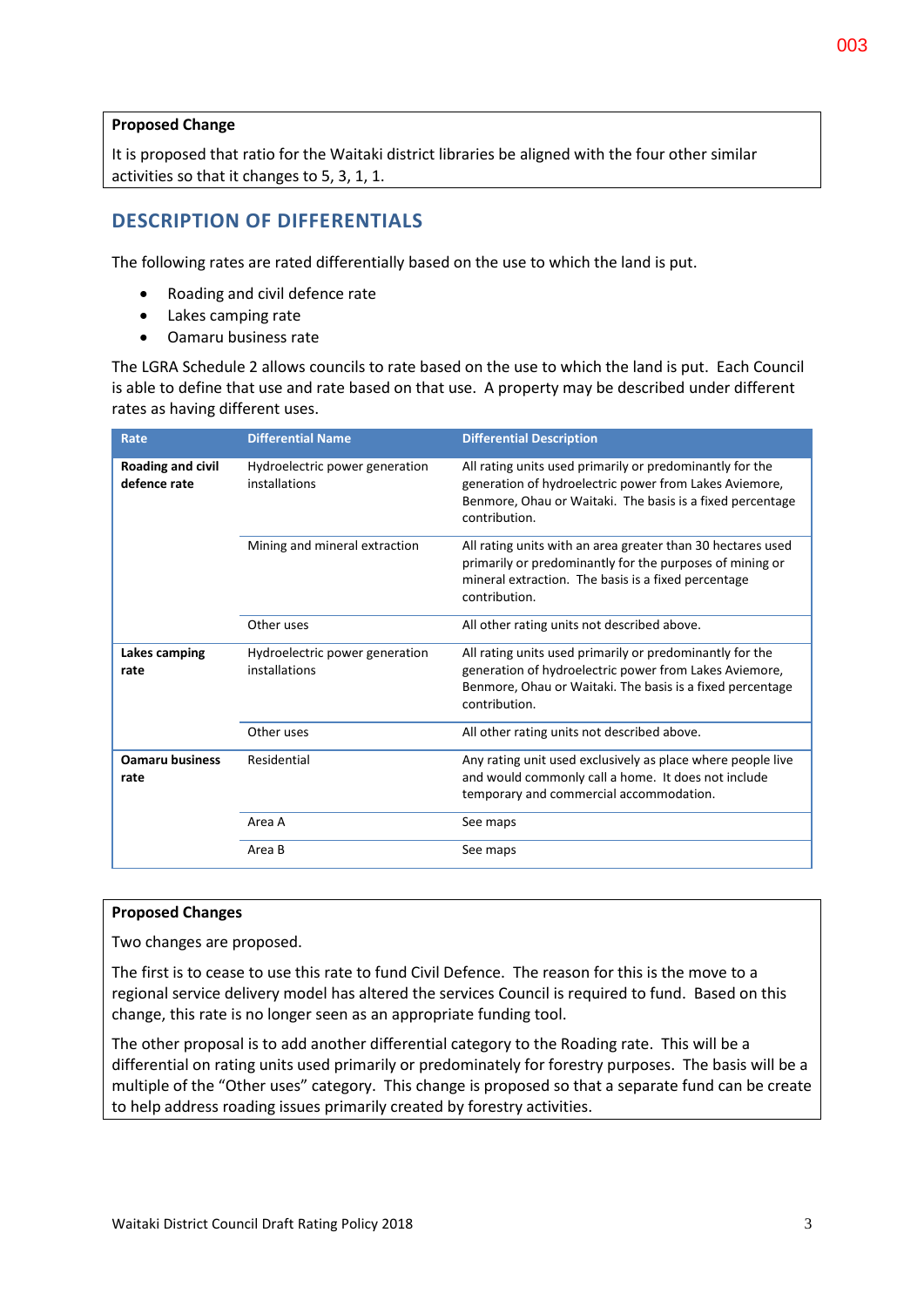**Proposed Change**

It is proposed that ratio for the Waitaki district libraries be aligned with the four other similar activities so that it changes to 5, 3, 1, 1.

## DESCRIPTION OF DIFFERENTIALS

The following rates are rated differentially based on the use to which the land is put.

- Roading and civil defence rate
- Lakes camping rate
- Oamaru business rate

The LGRA Schedule 2 allows councils to rate based on the use to which the land is put. Each Council is able to define that use and rate based on that use. A property may be described under different rates as having different uses.

| Rate | Differential Name | Differential Description |
|---|---|---|
| **Roading and civil defence rate** | Hydroelectric power generation installations | All rating units used primarily or predominantly for the generation of hydroelectric power from Lakes Aviemore, Benmore, Ohau or Waitaki. The basis is a fixed percentage contribution. |
| | Mining and mineral extraction | All rating units with an area greater than 30 hectares used primarily or predominantly for the purposes of mining or mineral extraction. The basis is a fixed percentage contribution. |
| | Other uses | All other rating units not described above. |
| **Lakes camping rate** | Hydroelectric power generation installations | All rating units used primarily or predominantly for the generation of hydroelectric power from Lakes Aviemore, Benmore, Ohau or Waitaki. The basis is a fixed percentage contribution. |
| | Other uses | All other rating units not described above. |
| **Oamaru business rate** | Residential | Any rating unit used exclusively as place where people live and would commonly call a home. It does not include temporary and commercial accommodation. |
| | Area A | See maps |
| | Area B | See maps |

**Proposed Changes**

Two changes are proposed.

The first is to cease to use this rate to fund Civil Defence. The reason for this is the move to a regional service delivery model has altered the services Council is required to fund. Based on this change, this rate is no longer seen as an appropriate funding tool.

The other proposal is to add another differential category to the Roading rate. This will be a differential on rating units used primarily or predominately for forestry purposes. The basis will be a multiple of the "Other uses" category. This change is proposed so that a separate fund can be create to help address roading issues primarily created by forestry activities.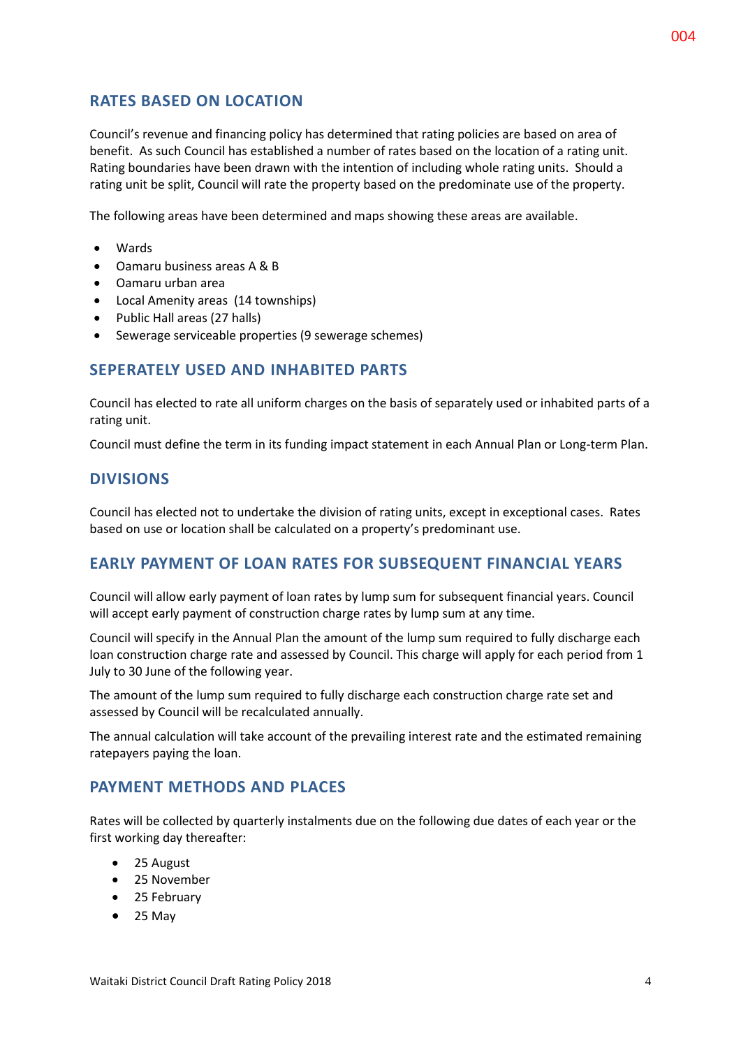## RATES BASED ON LOCATION

Council's revenue and financing policy has determined that rating policies are based on area of benefit. As such Council has established a number of rates based on the location of a rating unit. Rating boundaries have been drawn with the intention of including whole rating units. Should a rating unit be split, Council will rate the property based on the predominate use of the property.

The following areas have been determined and maps showing these areas are available.

- Wards
- Oamaru business areas A & B
- Oamaru urban area
- Local Amenity areas (14 townships)
- Public Hall areas (27 halls)
- Sewerage serviceable properties (9 sewerage schemes)

## SEPERATELY USED AND INHABITED PARTS

Council has elected to rate all uniform charges on the basis of separately used or inhabited parts of a rating unit.

Council must define the term in its funding impact statement in each Annual Plan or Long-term Plan.

## DIVISIONS

Council has elected not to undertake the division of rating units, except in exceptional cases. Rates based on use or location shall be calculated on a property's predominant use.

## EARLY PAYMENT OF LOAN RATES FOR SUBSEQUENT FINANCIAL YEARS

Council will allow early payment of loan rates by lump sum for subsequent financial years. Council will accept early payment of construction charge rates by lump sum at any time.

Council will specify in the Annual Plan the amount of the lump sum required to fully discharge each loan construction charge rate and assessed by Council. This charge will apply for each period from 1 July to 30 June of the following year.

The amount of the lump sum required to fully discharge each construction charge rate set and assessed by Council will be recalculated annually.

The annual calculation will take account of the prevailing interest rate and the estimated remaining ratepayers paying the loan.

## PAYMENT METHODS AND PLACES

Rates will be collected by quarterly instalments due on the following due dates of each year or the first working day thereafter:

- 25 August
- 25 November
- 25 February
- 25 May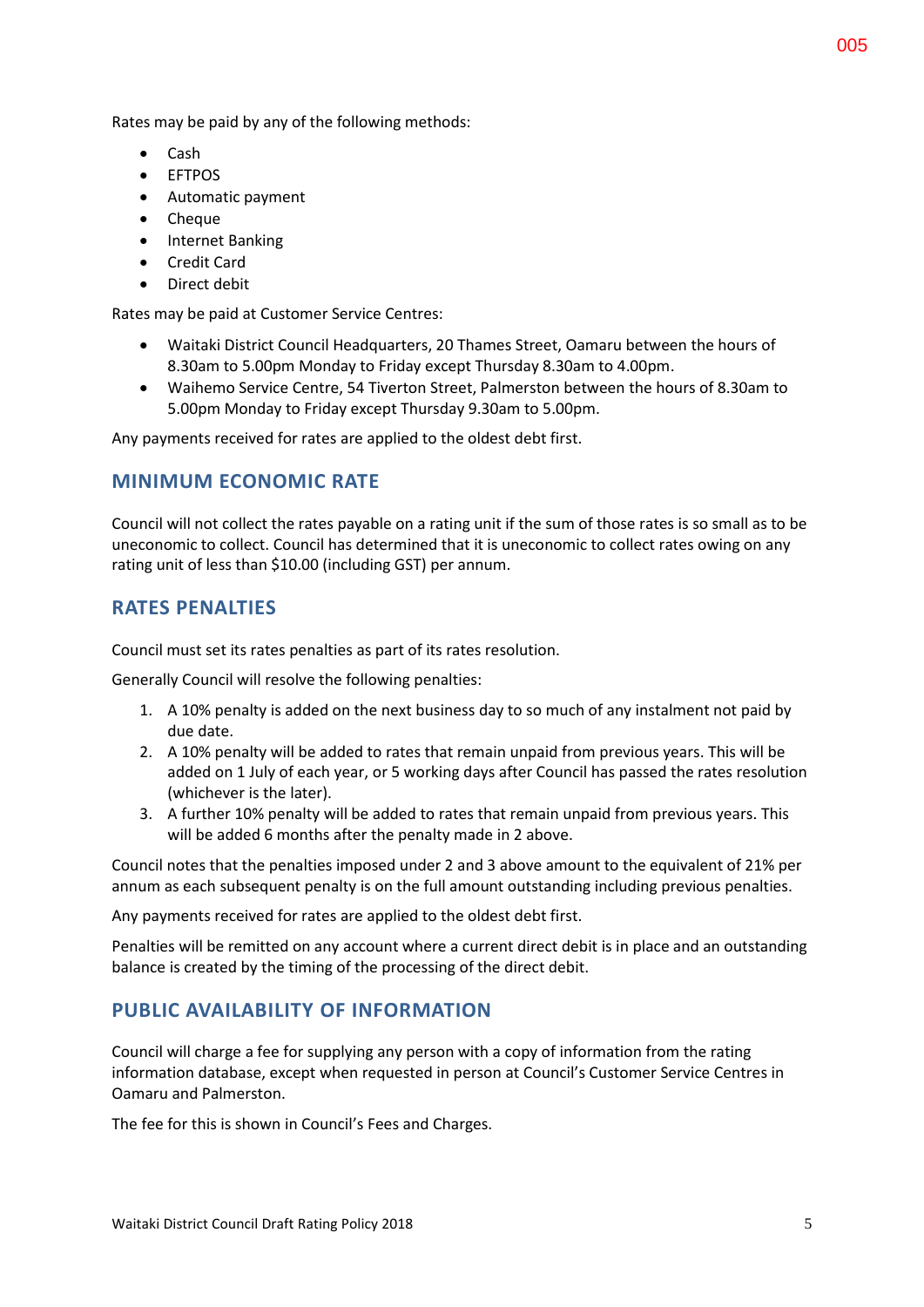Rates may be paid by any of the following methods:

- Cash
- EFTPOS
- Automatic payment
- Cheque
- Internet Banking
- Credit Card
- Direct debit

Rates may be paid at Customer Service Centres:

- Waitaki District Council Headquarters, 20 Thames Street, Oamaru between the hours of 8.30am to 5.00pm Monday to Friday except Thursday 8.30am to 4.00pm.
- Waihemo Service Centre, 54 Tiverton Street, Palmerston between the hours of 8.30am to 5.00pm Monday to Friday except Thursday 9.30am to 5.00pm.

Any payments received for rates are applied to the oldest debt first.

## MINIMUM ECONOMIC RATE

Council will not collect the rates payable on a rating unit if the sum of those rates is so small as to be uneconomic to collect. Council has determined that it is uneconomic to collect rates owing on any rating unit of less than $10.00 (including GST) per annum.

## RATES PENALTIES

Council must set its rates penalties as part of its rates resolution.

Generally Council will resolve the following penalties:

1. A 10% penalty is added on the next business day to so much of any instalment not paid by due date.
2. A 10% penalty will be added to rates that remain unpaid from previous years. This will be added on 1 July of each year, or 5 working days after Council has passed the rates resolution (whichever is the later).
3. A further 10% penalty will be added to rates that remain unpaid from previous years. This will be added 6 months after the penalty made in 2 above.

Council notes that the penalties imposed under 2 and 3 above amount to the equivalent of 21% per annum as each subsequent penalty is on the full amount outstanding including previous penalties.

Any payments received for rates are applied to the oldest debt first.

Penalties will be remitted on any account where a current direct debit is in place and an outstanding balance is created by the timing of the processing of the direct debit.

## PUBLIC AVAILABILITY OF INFORMATION

Council will charge a fee for supplying any person with a copy of information from the rating information database, except when requested in person at Council's Customer Service Centres in Oamaru and Palmerston.

The fee for this is shown in Council's Fees and Charges.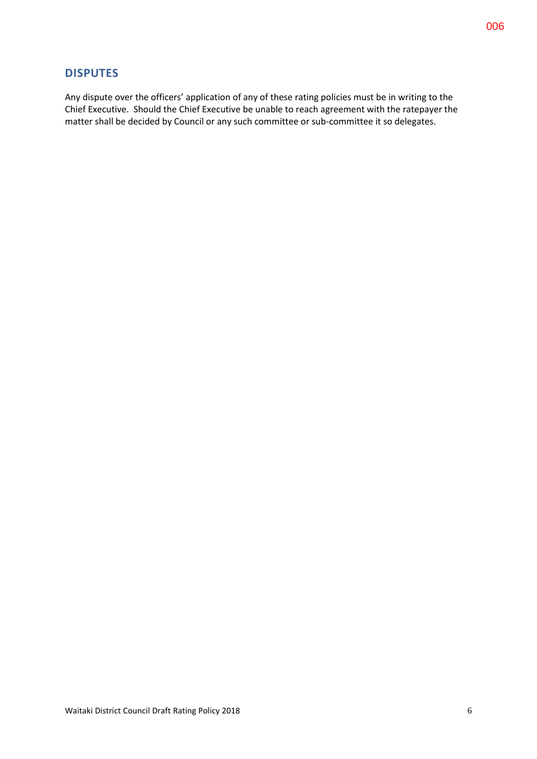## DISPUTES

Any dispute over the officers' application of any of these rating policies must be in writing to the Chief Executive. Should the Chief Executive be unable to reach agreement with the ratepayer the matter shall be decided by Council or any such committee or sub-committee it so delegates.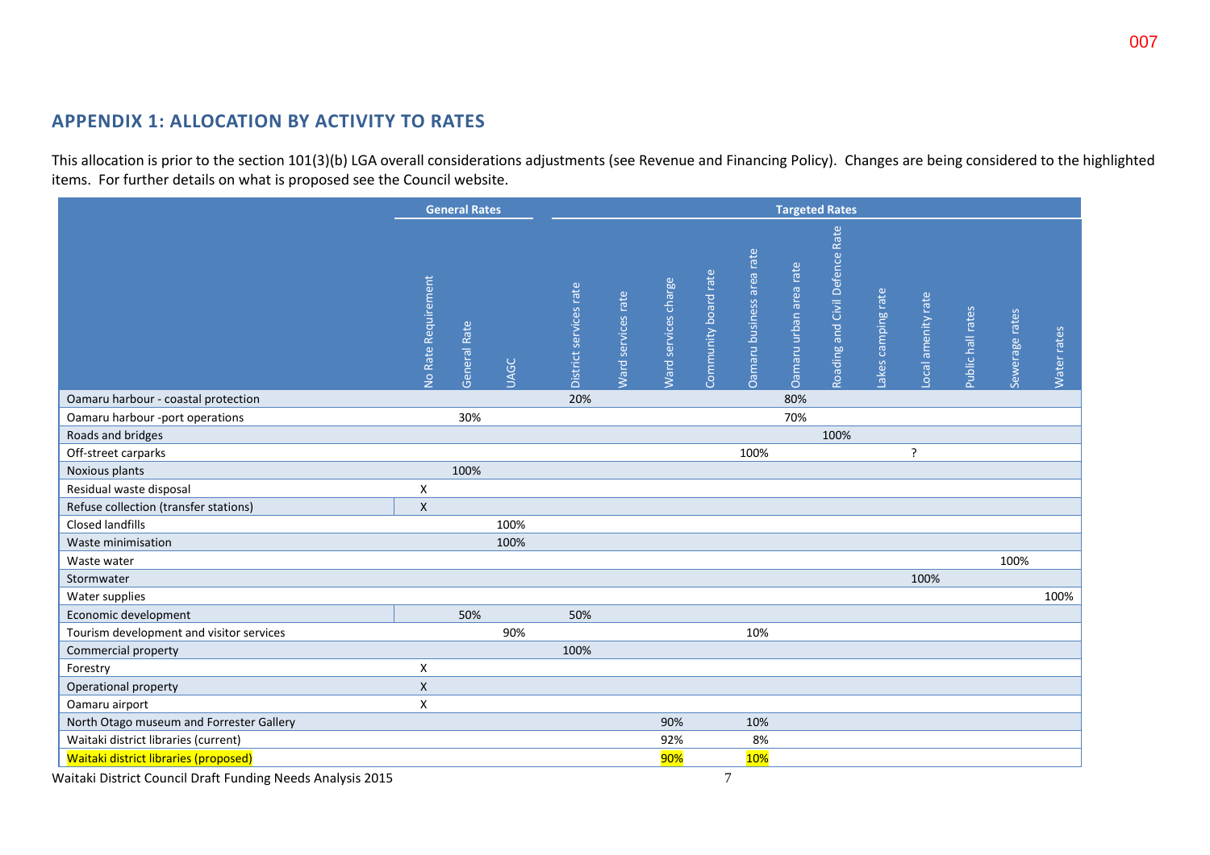## APPENDIX 1: ALLOCATION BY ACTIVITY TO RATES

This allocation is prior to the section 101(3)(b) LGA overall considerations adjustments (see Revenue and Financing Policy). Changes are being considered to the highlighted items. For further details on what is proposed see the Council website.

| | General Rates | | | Targeted Rates | | | | | | | | | | | |
|---|---|---|---|---|---|---|---|---|---|---|---|---|---|---|---|
| | No Rate Requirement | General Rate | UAGC | District services rate | Ward services rate | Ward services charge | Community board rate | Oamaru business area rate | Oamaru urban area rate | Roading and Civil Defence Rate | Lakes camping rate | Local amenity rate | Public hall rates | Sewerage rates | Water rates |
| Oamaru harbour - coastal protection | | | | 20% | | | | | 80% | | | | | | |
| Oamaru harbour -port operations | | 30% | | | | | | | 70% | | | | | | |
| Roads and bridges | | | | | | | | | | 100% | | | | | |
| Off-street carparks | | | | | | | | 100% | | | | ? | | | |
| Noxious plants | | 100% | | | | | | | | | | | | | |
| Residual waste disposal | X | | | | | | | | | | | | | | |
| Refuse collection (transfer stations) | X | | | | | | | | | | | | | | |
| Closed landfills | | | 100% | | | | | | | | | | | | |
| Waste minimisation | | | 100% | | | | | | | | | | | | |
| Waste water | | | | | | | | | | | | | | 100% | |
| Stormwater | | | | | | | | | | | | 100% | | | |
| Water supplies | | | | | | | | | | | | | | | 100% |
| Economic development | | 50% | | 50% | | | | | | | | | | | |
| Tourism development and visitor services | | | 90% | | | | | 10% | | | | | | | |
| Commercial property | | | | 100% | | | | | | | | | | | |
| Forestry | X | | | | | | | | | | | | | | |
| Operational property | X | | | | | | | | | | | | | | |
| Oamaru airport | X | | | | | | | | | | | | | | |
| North Otago museum and Forrester Gallery | | | | | | 90% | | 10% | | | | | | | |
| Waitaki district libraries (current) | | | | | | 92% | | 8% | | | | | | | |
| Waitaki district libraries (proposed) | | | | | | 90% | | 10% | | | | | | | |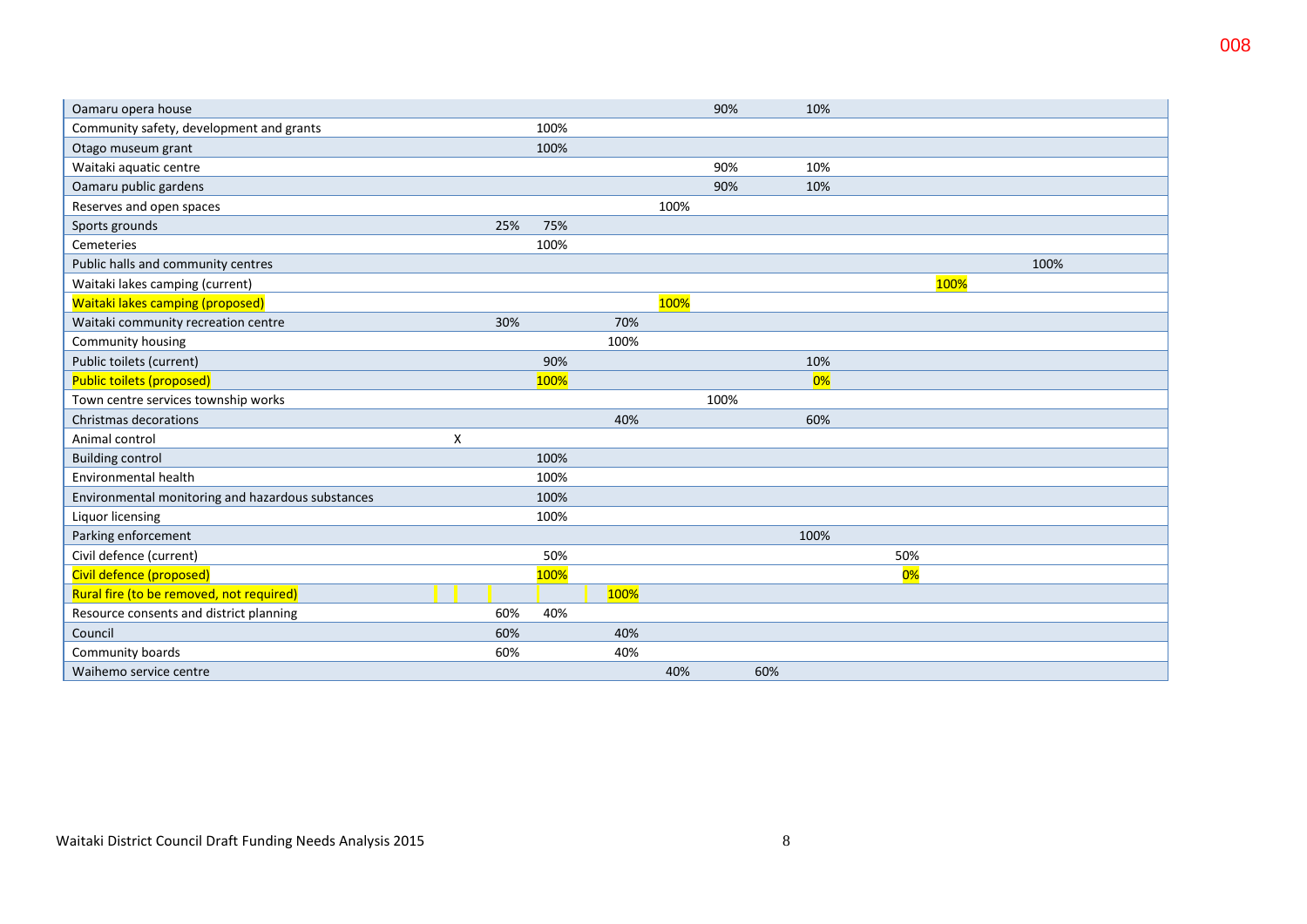| | | | | | | | | | | | |
|---|---|---|---|---|---|---|---|---|---|---|---|
| Oamaru opera house | | | | | | 90% | | 10% | | | |
| Community safety, development and grants | | | 100% | | | | | | | | |
| Otago museum grant | | | 100% | | | | | | | | |
| Waitaki aquatic centre | | | | | | 90% | | 10% | | | |
| Oamaru public gardens | | | | | | 90% | | 10% | | | |
| Reserves and open spaces | | | | | 100% | | | | | | |
| Sports grounds | | 25% | 75% | | | | | | | | |
| Cemeteries | | | 100% | | | | | | | | |
| Public halls and community centres | | | | | | | | | | | 100% |
| Waitaki lakes camping (current) | | | | | | | | | | 100% | |
| Waitaki lakes camping (proposed) | | | | | 100% | | | | | | |
| Waitaki community recreation centre | | 30% | | 70% | | | | | | | |
| Community housing | | | | 100% | | | | | | | |
| Public toilets (current) | | | 90% | | | | | 10% | | | |
| Public toilets (proposed) | | | 100% | | | | | 0% | | | |
| Town centre services township works | | | | | | 100% | | | | | |
| Christmas decorations | | | | 40% | | | | 60% | | | |
| Animal control | X | | | | | | | | | | |
| Building control | | | 100% | | | | | | | | |
| Environmental health | | | 100% | | | | | | | | |
| Environmental monitoring and hazardous substances | | | 100% | | | | | | | | |
| Liquor licensing | | | 100% | | | | | | | | |
| Parking enforcement | | | | | | | | 100% | | | |
| Civil defence (current) | | | 50% | | | | | | 50% | | |
| Civil defence (proposed) | | | 100% | | | | | | 0% | | |
| Rural fire (to be removed, not required) | | | | 100% | | | | | | | |
| Resource consents and district planning | | 60% | 40% | | | | | | | | |
| Council | | 60% | | 40% | | | | | | | |
| Community boards | | 60% | | 40% | | | | | | | |
| Waihemo service centre | | | | | 40% | | 60% | | | | |

Waitaki District Council Draft Funding Needs Analysis 2015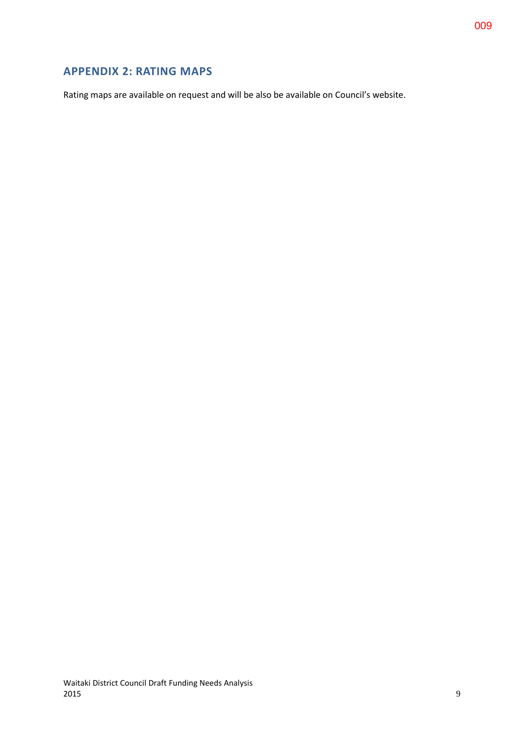## APPENDIX 2: RATING MAPS

Rating maps are available on request and will be also be available on Council's website.